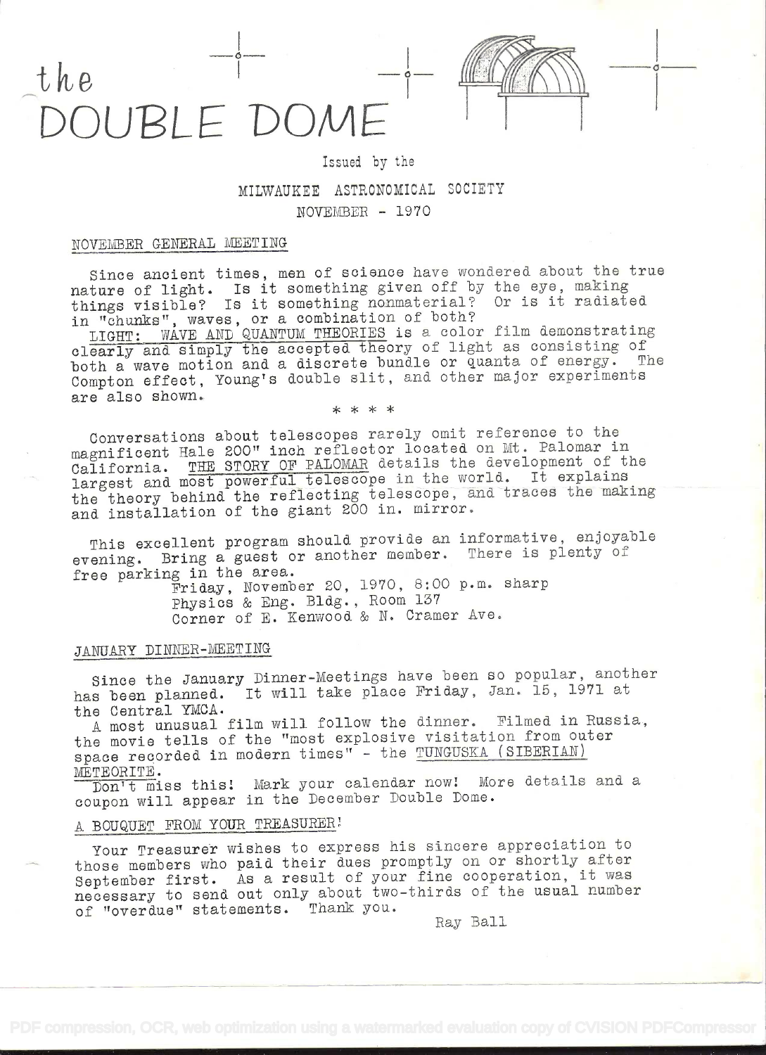# the DOUBLE DOME

Issued by the

MILWAUKEE ASTRONOMICAL SOCIETY

NOVEMBER - 1970

## NOVEMBER GENERAL MEETING

Since ancient times, men of science have wondered about the true nature of light. Is it something given off by the eye, making things visible? Is it something nonmaterial? Or is it radiated in "chunks", waves, or a combination of both?

LIGHT: WAVE AND QUANTUM THEORIES is a color film demonstrating clearly and simply the accepted theory of light as consisting of both a wave motion and a discrete bundle or quanta of energy. The Compton effect, Young's double slit, and other major experiments are also shown.

\* \* \* \*

Conversations about telescopes rarely omit reference to the magnificent Hale 200" inch reflector located on Mt. Palomar in California. THE STORY OF PALOMAR details the development of the largest and most powerful telescope in the world. It explains the theory behind the reflecting telescope, and traces the making and installation of the giant 200 in. mirror.

This excellent program should provide an informative, enjoyable evening. Bring a guest or another member. There is plenty of free parking in the area.

Friday, November 20, 1970, 8:00 p.m. sharp
Physics & Eng. Bldg., Room 137
Corner of E. Kenwood & N. Cramer Ave.

## JANUARY DINNER-MEETING

Since the January Dinner-Meetings have been so popular, another has been planned. It will take place Friday, Jan. 15, 1971 at the Central YMCA.

A most unusual film will follow the dinner. Filmed in Russia, the movie tells of the "most explosive visitation from outer space recorded in modern times" - the TUNGUSKA (SIBERIAN) METEORITE.

Don't miss this! Mark your calendar now! More details and a coupon will appear in the December Double Dome.

## A BOUQUET FROM YOUR TREASURER!

Your Treasurer wishes to express his sincere appreciation to those members who paid their dues promptly on or shortly after September first. As a result of your fine cooperation, it was necessary to send out only about two-thirds of the usual number of "overdue" statements. Thank you.

Ray Ball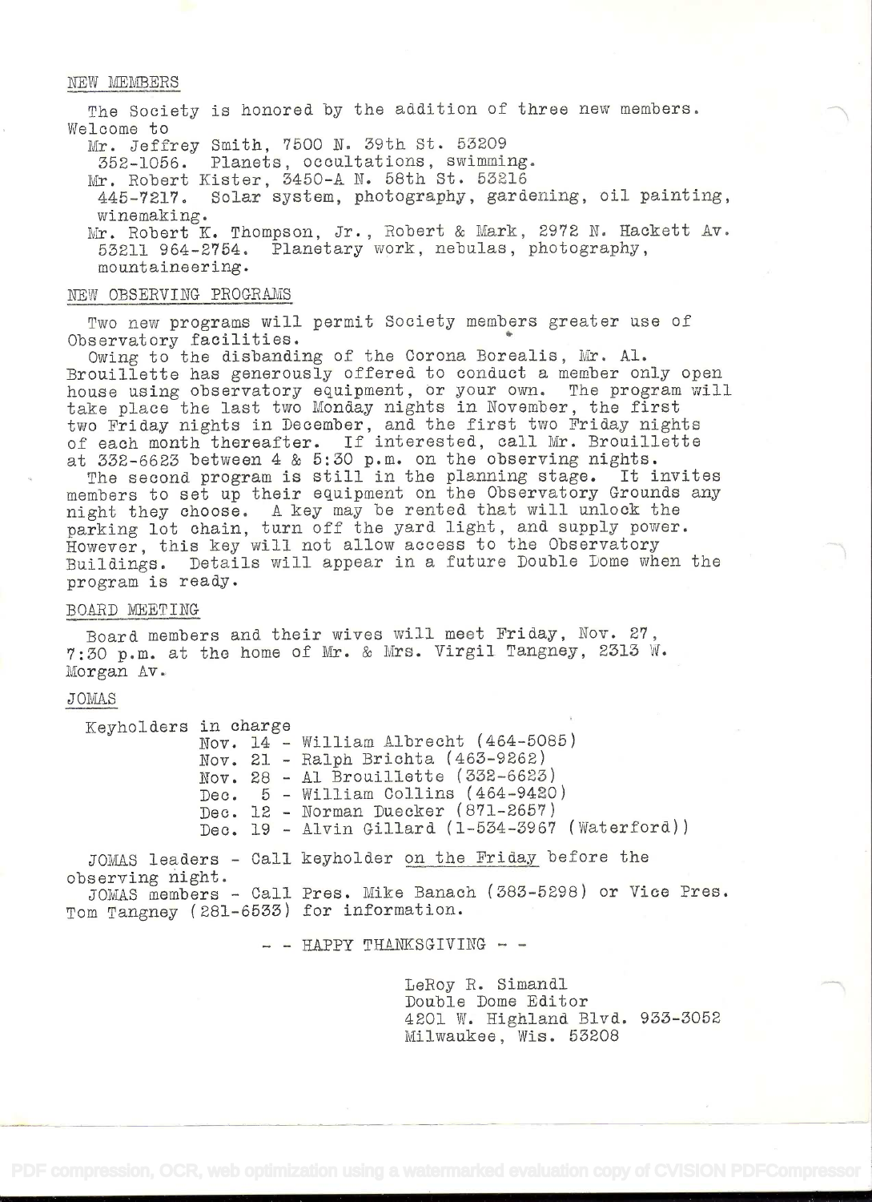## NEW MEMBERS

The Society is honored by the addition of three new members. Welcome to

Mr. Jeffrey Smith, 7500 N. 39th St. 53209
352-1056. Planets, occultations, swimming.

Mr. Robert Kister, 3450-A N. 58th St. 53216
445-7217. Solar system, photography, gardening, oil painting, winemaking.

Mr. Robert K. Thompson, Jr., Robert & Mark, 2972 N. Hackett Av. 53211 964-2754. Planetary work, nebulas, photography, mountaineering.

## NEW OBSERVING PROGRAMS

Two new programs will permit Society members greater use of Observatory facilities.

Owing to the disbanding of the Corona Borealis, Mr. Al. Brouillette has generously offered to conduct a member only open house using observatory equipment, or your own. The program will take place the last two Monday nights in November, the first two Friday nights in December, and the first two Friday nights of each month thereafter. If interested, call Mr. Brouillette at 332-6623 between 4 & 5:30 p.m. on the observing nights.

The second program is still in the planning stage. It invites members to set up their equipment on the Observatory Grounds any night they choose. A key may be rented that will unlock the parking lot chain, turn off the yard light, and supply power. However, this key will not allow access to the Observatory Buildings. Details will appear in a future Double Dome when the program is ready.

## BOARD MEETING

Board members and their wives will meet Friday, Nov. 27, 7:30 p.m. at the home of Mr. & Mrs. Virgil Tangney, 2313 W. Morgan Av.

## JOMAS

Keyholders in charge

- Nov. 14 - William Albrecht (464-5085)
- Nov. 21 - Ralph Brichta (463-9262)
- Nov. 28 - Al Brouillette (332-6623)
- Dec. 5 - William Collins (464-9420)
- Dec. 12 - Norman Duecker (871-2657)
- Dec. 19 - Alvin Gillard (1-534-3967 (Waterford))

JOMAS leaders - Call keyholder on the Friday before the observing night.

JOMAS members - Call Pres. Mike Banach (383-5298) or Vice Pres. Tom Tangney (281-6533) for information.

- - HAPPY THANKSGIVING - -

LeRoy R. Simandl
Double Dome Editor
4201 W. Highland Blvd. 933-3052
Milwaukee, Wis. 53208